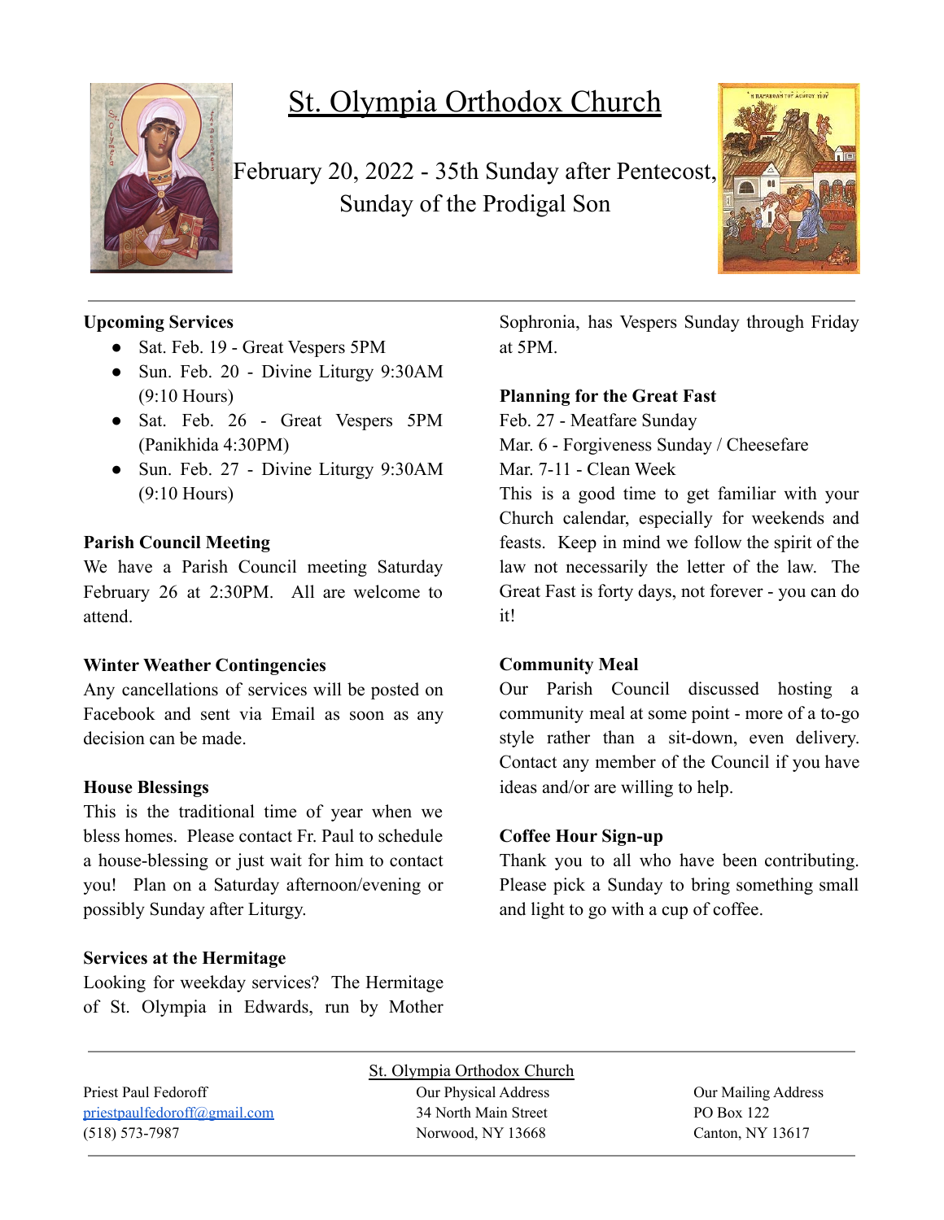# St. Olympia Orthodox Church

February 20, 2022 - 35th Sunday after Pentecost, Sunday of the Prodigal Son

**Upcoming Services**

- Sat. Feb. 19 - Great Vespers 5PM
- Sun. Feb. 20 - Divine Liturgy 9:30AM (9:10 Hours)
- Sat. Feb. 26 - Great Vespers 5PM (Panikhida 4:30PM)
- Sun. Feb. 27 - Divine Liturgy 9:30AM (9:10 Hours)

**Parish Council Meeting**

We have a Parish Council meeting Saturday February 26 at 2:30PM. All are welcome to attend.

**Winter Weather Contingencies**

Any cancellations of services will be posted on Facebook and sent via Email as soon as any decision can be made.

**House Blessings**

This is the traditional time of year when we bless homes. Please contact Fr. Paul to schedule a house-blessing or just wait for him to contact you! Plan on a Saturday afternoon/evening or possibly Sunday after Liturgy.

**Services at the Hermitage**

Looking for weekday services? The Hermitage of St. Olympia in Edwards, run by Mother Sophronia, has Vespers Sunday through Friday at 5PM.

**Planning for the Great Fast**

Feb. 27 - Meatfare Sunday
Mar. 6 - Forgiveness Sunday / Cheesefare
Mar. 7-11 - Clean Week
This is a good time to get familiar with your Church calendar, especially for weekends and feasts. Keep in mind we follow the spirit of the law not necessarily the letter of the law. The Great Fast is forty days, not forever - you can do it!

**Community Meal**

Our Parish Council discussed hosting a community meal at some point - more of a to-go style rather than a sit-down, even delivery. Contact any member of the Council if you have ideas and/or are willing to help.

**Coffee Hour Sign-up**

Thank you to all who have been contributing. Please pick a Sunday to bring something small and light to go with a cup of coffee.

St. Olympia Orthodox Church

Priest Paul Fedoroff
priestpaulfedoroff@gmail.com
(518) 573-7987

Our Physical Address
34 North Main Street
Norwood, NY 13668

Our Mailing Address
PO Box 122
Canton, NY 13617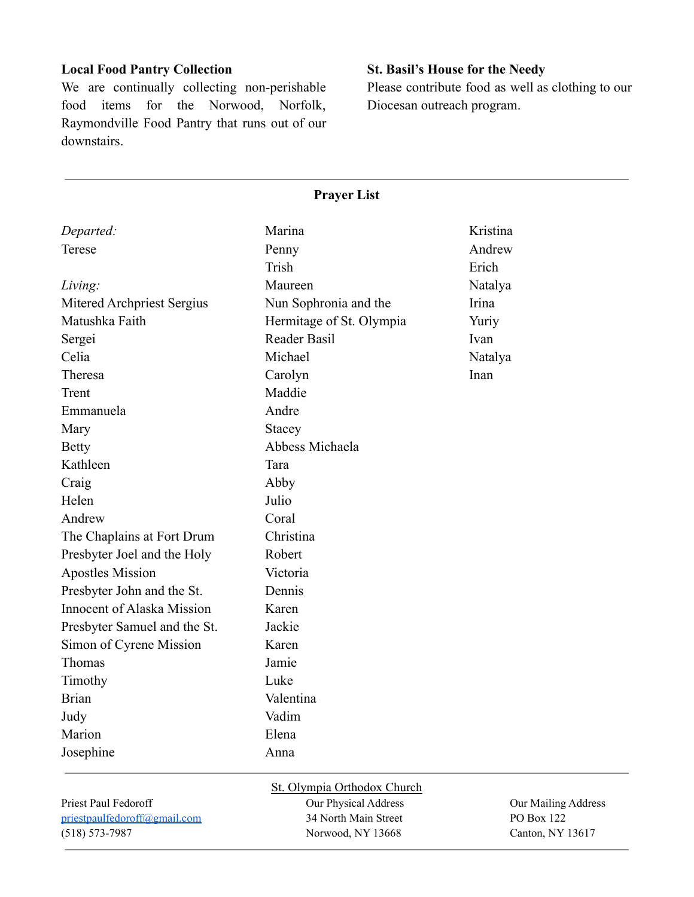**Local Food Pantry Collection**
We are continually collecting non-perishable food items for the Norwood, Norfolk, Raymondville Food Pantry that runs out of our downstairs.

**St. Basil's House for the Needy**
Please contribute food as well as clothing to our Diocesan outreach program.

---

**Prayer List**

*Departed:*
Terese

*Living:*
Mitered Archpriest Sergius
Matushka Faith
Sergei
Celia
Theresa
Trent
Emmanuela
Mary
Betty
Kathleen
Craig
Helen
Andrew
The Chaplains at Fort Drum
Presbyter Joel and the Holy Apostles Mission
Presbyter John and the St. Innocent of Alaska Mission
Presbyter Samuel and the St. Simon of Cyrene Mission
Thomas
Timothy
Brian
Judy
Marion
Josephine
Marina
Penny
Trish
Maureen
Nun Sophronia and the Hermitage of St. Olympia
Reader Basil
Michael
Carolyn
Maddie
Andre
Stacey
Abbess Michaela
Tara
Abby
Julio
Coral
Christina
Robert
Victoria
Dennis
Karen
Jackie
Karen
Jamie
Luke
Valentina
Vadim
Elena
Anna
Kristina
Andrew
Erich
Natalya
Irina
Yuriy
Ivan
Natalya
Inan

---

St. Olympia Orthodox Church

Priest Paul Fedoroff
priestpaulfedoroff@gmail.com
(518) 573-7987

Our Physical Address
34 North Main Street
Norwood, NY 13668

Our Mailing Address
PO Box 122
Canton, NY 13617